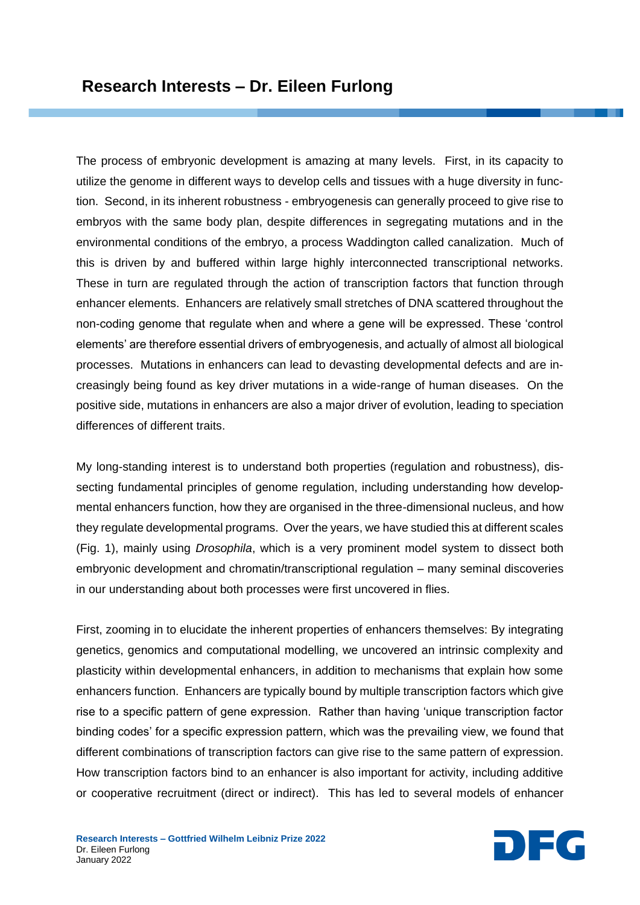# Research Interests – Dr. Eileen Furlong

The process of embryonic development is amazing at many levels. First, in its capacity to utilize the genome in different ways to develop cells and tissues with a huge diversity in function. Second, in its inherent robustness - embryogenesis can generally proceed to give rise to embryos with the same body plan, despite differences in segregating mutations and in the environmental conditions of the embryo, a process Waddington called canalization. Much of this is driven by and buffered within large highly interconnected transcriptional networks. These in turn are regulated through the action of transcription factors that function through enhancer elements. Enhancers are relatively small stretches of DNA scattered throughout the non-coding genome that regulate when and where a gene will be expressed. These 'control elements' are therefore essential drivers of embryogenesis, and actually of almost all biological processes. Mutations in enhancers can lead to devasting developmental defects and are increasingly being found as key driver mutations in a wide-range of human diseases. On the positive side, mutations in enhancers are also a major driver of evolution, leading to speciation differences of different traits.

My long-standing interest is to understand both properties (regulation and robustness), dissecting fundamental principles of genome regulation, including understanding how developmental enhancers function, how they are organised in the three-dimensional nucleus, and how they regulate developmental programs. Over the years, we have studied this at different scales (Fig. 1), mainly using *Drosophila*, which is a very prominent model system to dissect both embryonic development and chromatin/transcriptional regulation – many seminal discoveries in our understanding about both processes were first uncovered in flies.

First, zooming in to elucidate the inherent properties of enhancers themselves: By integrating genetics, genomics and computational modelling, we uncovered an intrinsic complexity and plasticity within developmental enhancers, in addition to mechanisms that explain how some enhancers function. Enhancers are typically bound by multiple transcription factors which give rise to a specific pattern of gene expression. Rather than having 'unique transcription factor binding codes' for a specific expression pattern, which was the prevailing view, we found that different combinations of transcription factors can give rise to the same pattern of expression. How transcription factors bind to an enhancer is also important for activity, including additive or cooperative recruitment (direct or indirect). This has led to several models of enhancer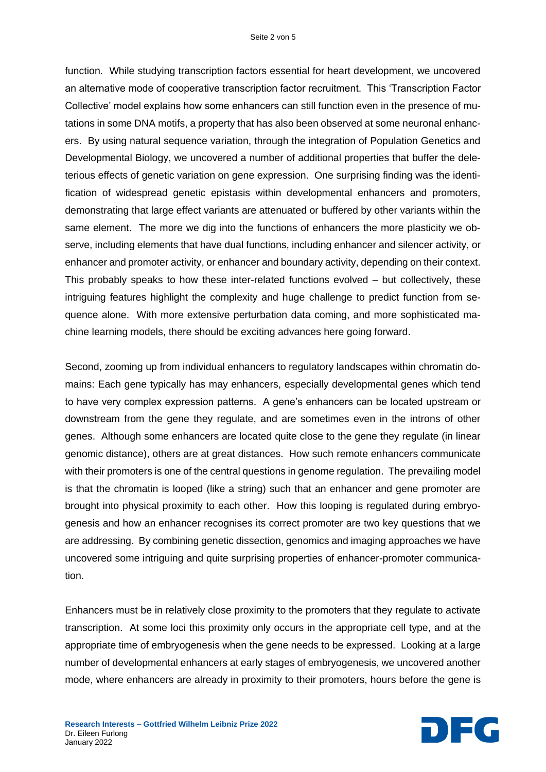function. While studying transcription factors essential for heart development, we uncovered an alternative mode of cooperative transcription factor recruitment. This 'Transcription Factor Collective' model explains how some enhancers can still function even in the presence of mutations in some DNA motifs, a property that has also been observed at some neuronal enhancers. By using natural sequence variation, through the integration of Population Genetics and Developmental Biology, we uncovered a number of additional properties that buffer the deleterious effects of genetic variation on gene expression. One surprising finding was the identification of widespread genetic epistasis within developmental enhancers and promoters, demonstrating that large effect variants are attenuated or buffered by other variants within the same element. The more we dig into the functions of enhancers the more plasticity we observe, including elements that have dual functions, including enhancer and silencer activity, or enhancer and promoter activity, or enhancer and boundary activity, depending on their context. This probably speaks to how these inter-related functions evolved – but collectively, these intriguing features highlight the complexity and huge challenge to predict function from sequence alone. With more extensive perturbation data coming, and more sophisticated machine learning models, there should be exciting advances here going forward.

Second, zooming up from individual enhancers to regulatory landscapes within chromatin domains: Each gene typically has may enhancers, especially developmental genes which tend to have very complex expression patterns. A gene's enhancers can be located upstream or downstream from the gene they regulate, and are sometimes even in the introns of other genes. Although some enhancers are located quite close to the gene they regulate (in linear genomic distance), others are at great distances. How such remote enhancers communicate with their promoters is one of the central questions in genome regulation. The prevailing model is that the chromatin is looped (like a string) such that an enhancer and gene promoter are brought into physical proximity to each other. How this looping is regulated during embryogenesis and how an enhancer recognises its correct promoter are two key questions that we are addressing. By combining genetic dissection, genomics and imaging approaches we have uncovered some intriguing and quite surprising properties of enhancer-promoter communication.

Enhancers must be in relatively close proximity to the promoters that they regulate to activate transcription. At some loci this proximity only occurs in the appropriate cell type, and at the appropriate time of embryogenesis when the gene needs to be expressed. Looking at a large number of developmental enhancers at early stages of embryogenesis, we uncovered another mode, where enhancers are already in proximity to their promoters, hours before the gene is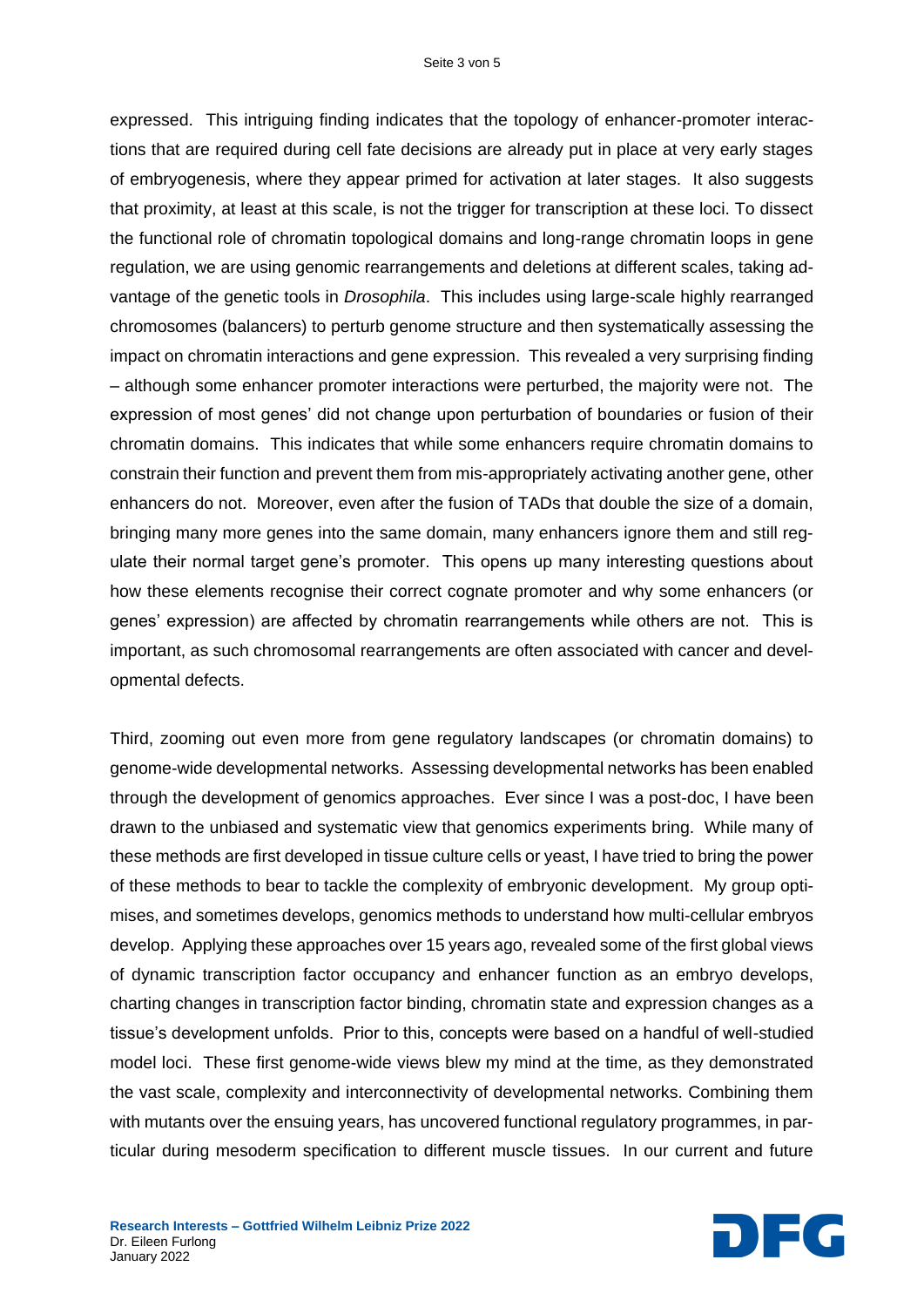expressed. This intriguing finding indicates that the topology of enhancer-promoter interactions that are required during cell fate decisions are already put in place at very early stages of embryogenesis, where they appear primed for activation at later stages. It also suggests that proximity, at least at this scale, is not the trigger for transcription at these loci. To dissect the functional role of chromatin topological domains and long-range chromatin loops in gene regulation, we are using genomic rearrangements and deletions at different scales, taking advantage of the genetic tools in *Drosophila*. This includes using large-scale highly rearranged chromosomes (balancers) to perturb genome structure and then systematically assessing the impact on chromatin interactions and gene expression. This revealed a very surprising finding – although some enhancer promoter interactions were perturbed, the majority were not. The expression of most genes' did not change upon perturbation of boundaries or fusion of their chromatin domains. This indicates that while some enhancers require chromatin domains to constrain their function and prevent them from mis-appropriately activating another gene, other enhancers do not. Moreover, even after the fusion of TADs that double the size of a domain, bringing many more genes into the same domain, many enhancers ignore them and still regulate their normal target gene's promoter. This opens up many interesting questions about how these elements recognise their correct cognate promoter and why some enhancers (or genes' expression) are affected by chromatin rearrangements while others are not. This is important, as such chromosomal rearrangements are often associated with cancer and developmental defects.

Third, zooming out even more from gene regulatory landscapes (or chromatin domains) to genome-wide developmental networks. Assessing developmental networks has been enabled through the development of genomics approaches. Ever since I was a post-doc, I have been drawn to the unbiased and systematic view that genomics experiments bring. While many of these methods are first developed in tissue culture cells or yeast, I have tried to bring the power of these methods to bear to tackle the complexity of embryonic development. My group optimises, and sometimes develops, genomics methods to understand how multi-cellular embryos develop. Applying these approaches over 15 years ago, revealed some of the first global views of dynamic transcription factor occupancy and enhancer function as an embryo develops, charting changes in transcription factor binding, chromatin state and expression changes as a tissue's development unfolds. Prior to this, concepts were based on a handful of well-studied model loci. These first genome-wide views blew my mind at the time, as they demonstrated the vast scale, complexity and interconnectivity of developmental networks. Combining them with mutants over the ensuing years, has uncovered functional regulatory programmes, in particular during mesoderm specification to different muscle tissues. In our current and future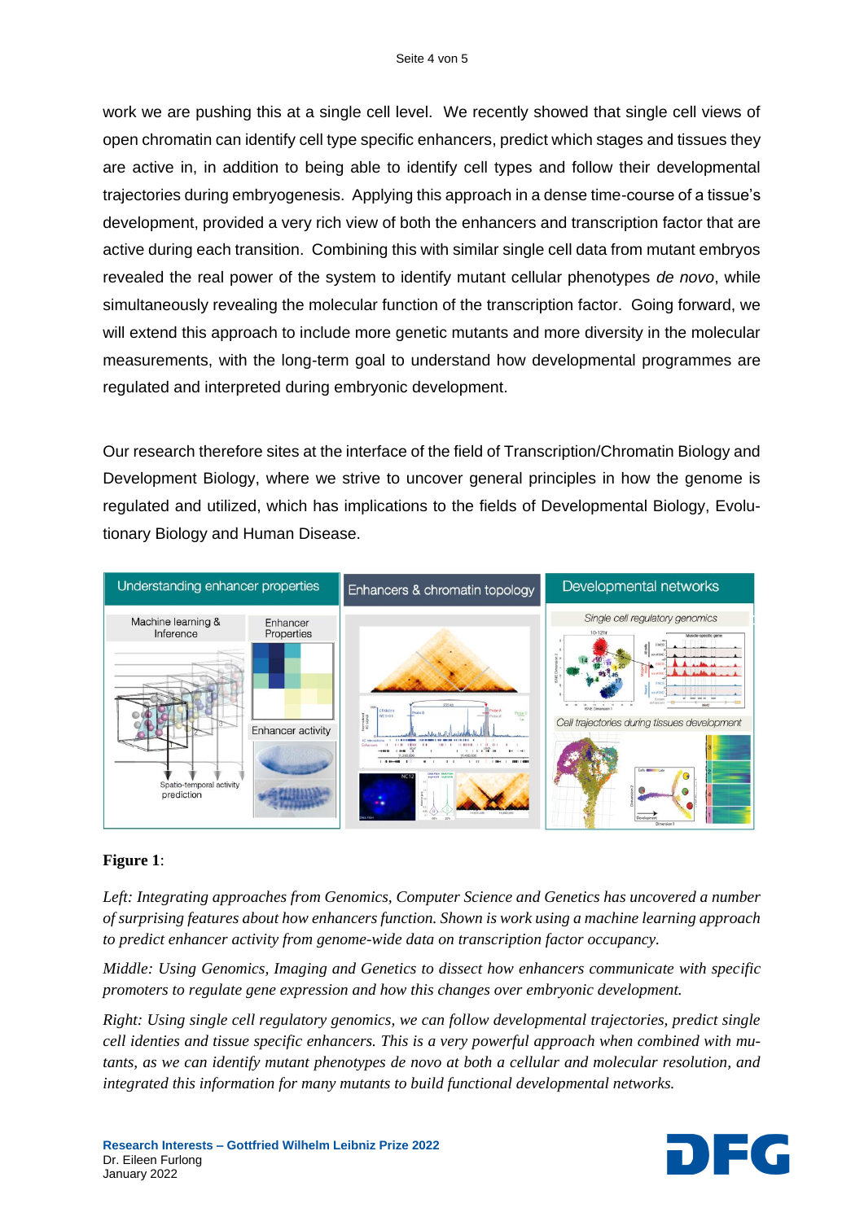work we are pushing this at a single cell level. We recently showed that single cell views of open chromatin can identify cell type specific enhancers, predict which stages and tissues they are active in, in addition to being able to identify cell types and follow their developmental trajectories during embryogenesis. Applying this approach in a dense time-course of a tissue's development, provided a very rich view of both the enhancers and transcription factor that are active during each transition. Combining this with similar single cell data from mutant embryos revealed the real power of the system to identify mutant cellular phenotypes *de novo*, while simultaneously revealing the molecular function of the transcription factor. Going forward, we will extend this approach to include more genetic mutants and more diversity in the molecular measurements, with the long-term goal to understand how developmental programmes are regulated and interpreted during embryonic development.

Our research therefore sites at the interface of the field of Transcription/Chromatin Biology and Development Biology, where we strive to uncover general principles in how the genome is regulated and utilized, which has implications to the fields of Developmental Biology, Evolutionary Biology and Human Disease.

**Figure 1**:

*Left: Integrating approaches from Genomics, Computer Science and Genetics has uncovered a number of surprising features about how enhancers function. Shown is work using a machine learning approach to predict enhancer activity from genome-wide data on transcription factor occupancy.*

*Middle: Using Genomics, Imaging and Genetics to dissect how enhancers communicate with specific promoters to regulate gene expression and how this changes over embryonic development.*

*Right: Using single cell regulatory genomics, we can follow developmental trajectories, predict single cell identies and tissue specific enhancers. This is a very powerful approach when combined with mutants, as we can identify mutant phenotypes de novo at both a cellular and molecular resolution, and integrated this information for many mutants to build functional developmental networks.*